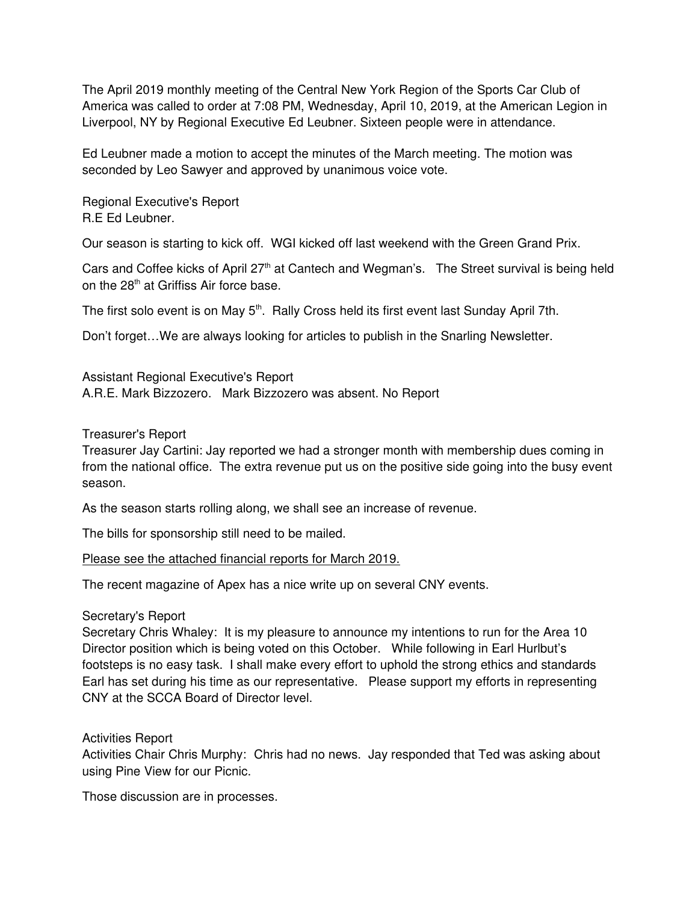The April 2019 monthly meeting of the Central New York Region of the Sports Car Club of America was called to order at 7:08 PM, Wednesday, April 10, 2019, at the American Legion in Liverpool, NY by Regional Executive Ed Leubner. Sixteen people were in attendance.

Ed Leubner made a motion to accept the minutes of the March meeting. The motion was seconded by Leo Sawyer and approved by unanimous voice vote.

Regional Executive's Report
R.E Ed Leubner.

Our season is starting to kick off. WGI kicked off last weekend with the Green Grand Prix.

Cars and Coffee kicks of April 27th at Cantech and Wegman's. The Street survival is being held on the 28th at Griffiss Air force base.

The first solo event is on May 5th. Rally Cross held its first event last Sunday April 7th.

Don't forget…We are always looking for articles to publish in the Snarling Newsletter.

Assistant Regional Executive's Report
A.R.E. Mark Bizzozero. Mark Bizzozero was absent. No Report

Treasurer's Report
Treasurer Jay Cartini: Jay reported we had a stronger month with membership dues coming in from the national office. The extra revenue put us on the positive side going into the busy event season.

As the season starts rolling along, we shall see an increase of revenue.

The bills for sponsorship still need to be mailed.

<u>Please see the attached financial reports for March 2019.</u>

The recent magazine of Apex has a nice write up on several CNY events.

Secretary's Report
Secretary Chris Whaley: It is my pleasure to announce my intentions to run for the Area 10 Director position which is being voted on this October. While following in Earl Hurlbut's footsteps is no easy task. I shall make every effort to uphold the strong ethics and standards Earl has set during his time as our representative. Please support my efforts in representing CNY at the SCCA Board of Director level.

Activities Report
Activities Chair Chris Murphy: Chris had no news. Jay responded that Ted was asking about using Pine View for our Picnic.

Those discussion are in processes.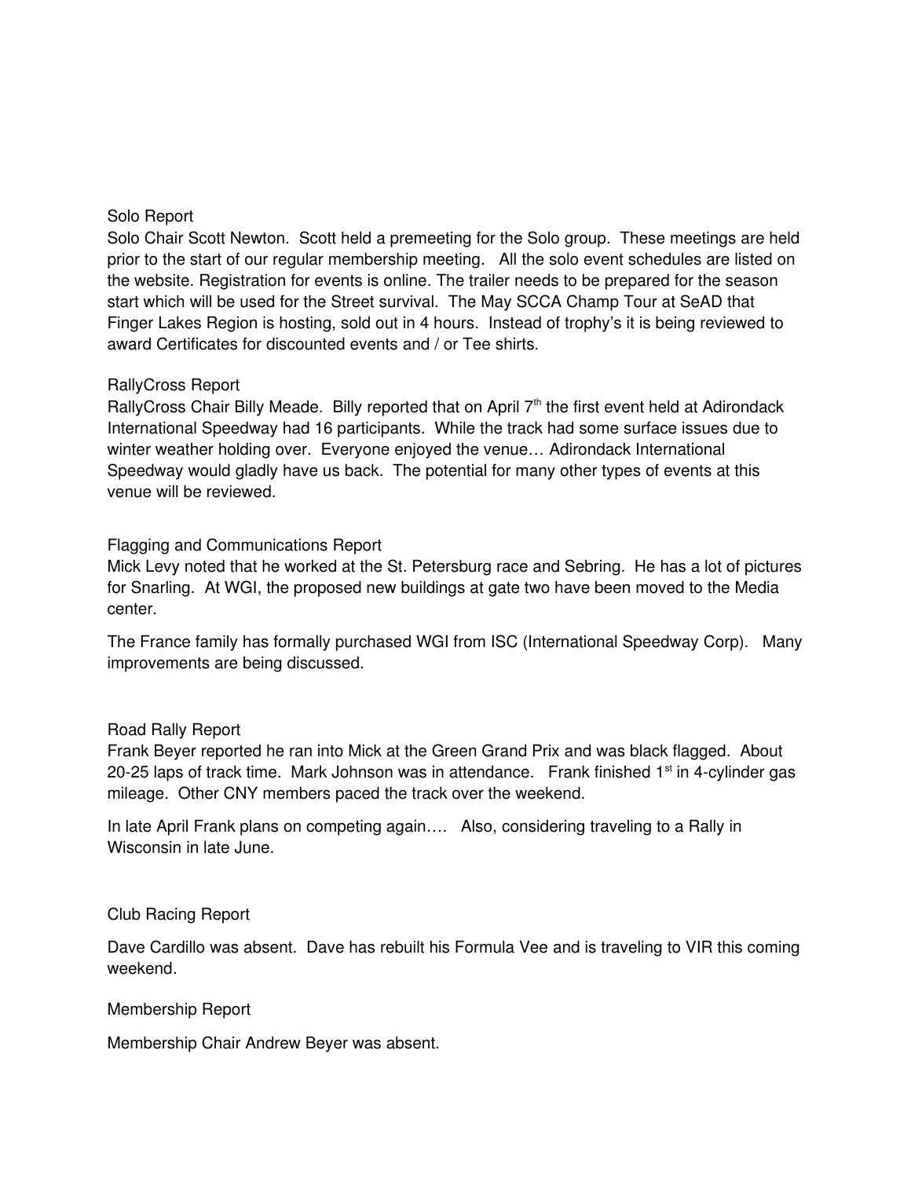## Solo Report

Solo Chair Scott Newton. Scott held a premeeting for the Solo group. These meetings are held prior to the start of our regular membership meeting. All the solo event schedules are listed on the website. Registration for events is online. The trailer needs to be prepared for the season start which will be used for the Street survival. The May SCCA Champ Tour at SeAD that Finger Lakes Region is hosting, sold out in 4 hours. Instead of trophy's it is being reviewed to award Certificates for discounted events and / or Tee shirts.

## RallyCross Report

RallyCross Chair Billy Meade. Billy reported that on April 7th the first event held at Adirondack International Speedway had 16 participants. While the track had some surface issues due to winter weather holding over. Everyone enjoyed the venue… Adirondack International Speedway would gladly have us back. The potential for many other types of events at this venue will be reviewed.

## Flagging and Communications Report

Mick Levy noted that he worked at the St. Petersburg race and Sebring. He has a lot of pictures for Snarling. At WGI, the proposed new buildings at gate two have been moved to the Media center.

The France family has formally purchased WGI from ISC (International Speedway Corp). Many improvements are being discussed.

## Road Rally Report

Frank Beyer reported he ran into Mick at the Green Grand Prix and was black flagged. About 20-25 laps of track time. Mark Johnson was in attendance. Frank finished 1st in 4-cylinder gas mileage. Other CNY members paced the track over the weekend.

In late April Frank plans on competing again…. Also, considering traveling to a Rally in Wisconsin in late June.

## Club Racing Report

Dave Cardillo was absent. Dave has rebuilt his Formula Vee and is traveling to VIR this coming weekend.

## Membership Report

Membership Chair Andrew Beyer was absent.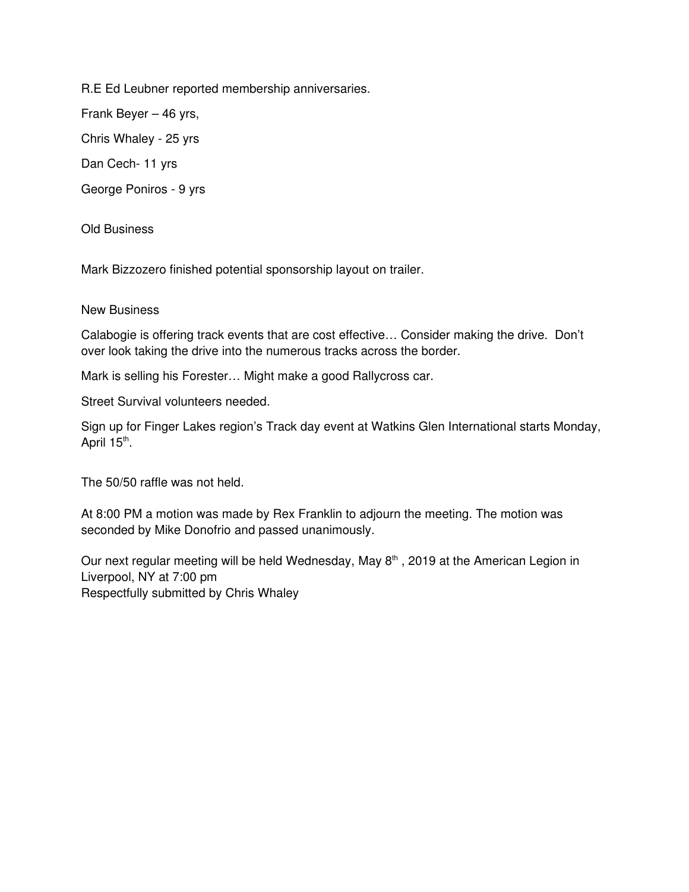R.E Ed Leubner reported membership anniversaries.

Frank Beyer – 46 yrs,

Chris Whaley - 25 yrs

Dan Cech- 11 yrs

George Poniros - 9 yrs

Old Business

Mark Bizzozero finished potential sponsorship layout on trailer.

New Business

Calabogie is offering track events that are cost effective… Consider making the drive. Don't over look taking the drive into the numerous tracks across the border.

Mark is selling his Forester… Might make a good Rallycross car.

Street Survival volunteers needed.

Sign up for Finger Lakes region's Track day event at Watkins Glen International starts Monday, April 15th.

The 50/50 raffle was not held.

At 8:00 PM a motion was made by Rex Franklin to adjourn the meeting. The motion was seconded by Mike Donofrio and passed unanimously.

Our next regular meeting will be held Wednesday, May 8th , 2019 at the American Legion in Liverpool, NY at 7:00 pm
Respectfully submitted by Chris Whaley